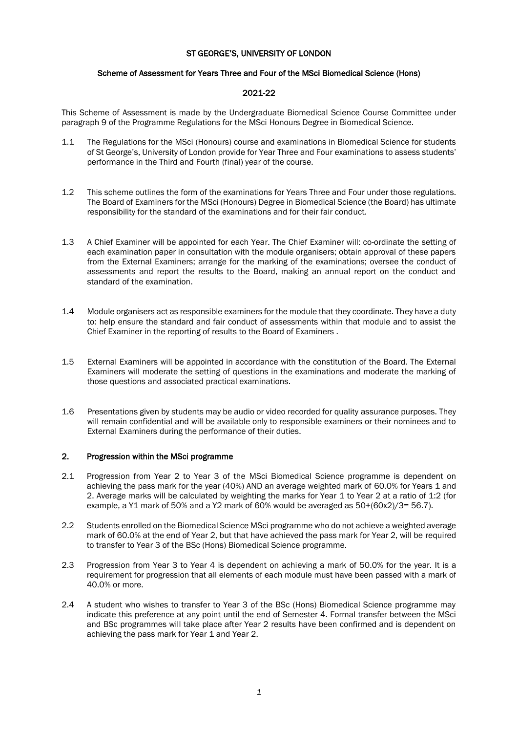# ST GEORGE'S, UNIVERSITY OF LONDON

## Scheme of Assessment for Years Three and Four of the MSci Biomedical Science (Hons)

## 2021-22

This Scheme of Assessment is made by the Undergraduate Biomedical Science Course Committee under paragraph 9 of the Programme Regulations for the MSci Honours Degree in Biomedical Science.

1.1 The Regulations for the MSci (Honours) course and examinations in Biomedical Science for students of St George's, University of London provide for Year Three and Four examinations to assess students' performance in the Third and Fourth (final) year of the course.

1.2 This scheme outlines the form of the examinations for Years Three and Four under those regulations. The Board of Examiners for the MSci (Honours) Degree in Biomedical Science (the Board) has ultimate responsibility for the standard of the examinations and for their fair conduct.

1.3 A Chief Examiner will be appointed for each Year. The Chief Examiner will: co-ordinate the setting of each examination paper in consultation with the module organisers; obtain approval of these papers from the External Examiners; arrange for the marking of the examinations; oversee the conduct of assessments and report the results to the Board, making an annual report on the conduct and standard of the examination.

1.4 Module organisers act as responsible examiners for the module that they coordinate. They have a duty to: help ensure the standard and fair conduct of assessments within that module and to assist the Chief Examiner in the reporting of results to the Board of Examiners .

1.5 External Examiners will be appointed in accordance with the constitution of the Board. The External Examiners will moderate the setting of questions in the examinations and moderate the marking of those questions and associated practical examinations.

1.6 Presentations given by students may be audio or video recorded for quality assurance purposes. They will remain confidential and will be available only to responsible examiners or their nominees and to External Examiners during the performance of their duties.

## 2. Progression within the MSci programme

2.1 Progression from Year 2 to Year 3 of the MSci Biomedical Science programme is dependent on achieving the pass mark for the year (40%) AND an average weighted mark of 60.0% for Years 1 and 2. Average marks will be calculated by weighting the marks for Year 1 to Year 2 at a ratio of 1:2 (for example, a Y1 mark of 50% and a Y2 mark of 60% would be averaged as 50+(60x2)/3= 56.7).

2.2 Students enrolled on the Biomedical Science MSci programme who do not achieve a weighted average mark of 60.0% at the end of Year 2, but that have achieved the pass mark for Year 2, will be required to transfer to Year 3 of the BSc (Hons) Biomedical Science programme.

2.3 Progression from Year 3 to Year 4 is dependent on achieving a mark of 50.0% for the year. It is a requirement for progression that all elements of each module must have been passed with a mark of 40.0% or more.

2.4 A student who wishes to transfer to Year 3 of the BSc (Hons) Biomedical Science programme may indicate this preference at any point until the end of Semester 4. Formal transfer between the MSci and BSc programmes will take place after Year 2 results have been confirmed and is dependent on achieving the pass mark for Year 1 and Year 2.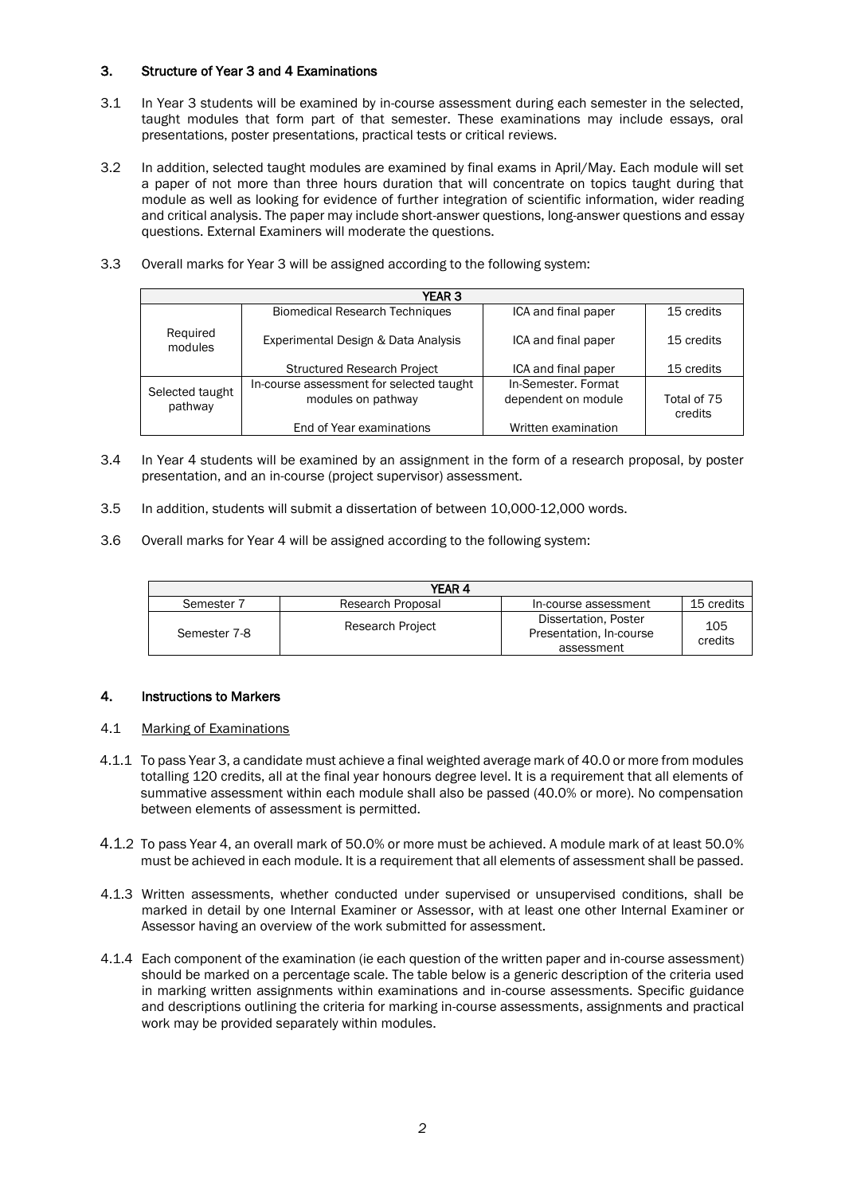## 3. Structure of Year 3 and 4 Examinations

3.1 In Year 3 students will be examined by in-course assessment during each semester in the selected, taught modules that form part of that semester. These examinations may include essays, oral presentations, poster presentations, practical tests or critical reviews.

3.2 In addition, selected taught modules are examined by final exams in April/May. Each module will set a paper of not more than three hours duration that will concentrate on topics taught during that module as well as looking for evidence of further integration of scientific information, wider reading and critical analysis. The paper may include short-answer questions, long-answer questions and essay questions. External Examiners will moderate the questions.

3.3 Overall marks for Year 3 will be assigned according to the following system:

| YEAR 3 | | | |
|---|---|---|---|
| Required modules | Biomedical Research Techniques | ICA and final paper | 15 credits |
| | Experimental Design & Data Analysis | ICA and final paper | 15 credits |
| | Structured Research Project | ICA and final paper | 15 credits |
| Selected taught pathway | In-course assessment for selected taught modules on pathway | In-Semester. Format dependent on module | Total of 75 credits |
| | End of Year examinations | Written examination | |

3.4 In Year 4 students will be examined by an assignment in the form of a research proposal, by poster presentation, and an in-course (project supervisor) assessment.

3.5 In addition, students will submit a dissertation of between 10,000-12,000 words.

3.6 Overall marks for Year 4 will be assigned according to the following system:

| YEAR 4 | | | |
|---|---|---|---|
| Semester 7 | Research Proposal | In-course assessment | 15 credits |
| Semester 7-8 | Research Project | Dissertation, Poster Presentation, In-course assessment | 105 credits |

## 4. Instructions to Markers

### 4.1 Marking of Examinations

4.1.1 To pass Year 3, a candidate must achieve a final weighted average mark of 40.0 or more from modules totalling 120 credits, all at the final year honours degree level. It is a requirement that all elements of summative assessment within each module shall also be passed (40.0% or more). No compensation between elements of assessment is permitted.

4.1.2 To pass Year 4, an overall mark of 50.0% or more must be achieved. A module mark of at least 50.0% must be achieved in each module. It is a requirement that all elements of assessment shall be passed.

4.1.3 Written assessments, whether conducted under supervised or unsupervised conditions, shall be marked in detail by one Internal Examiner or Assessor, with at least one other Internal Examiner or Assessor having an overview of the work submitted for assessment.

4.1.4 Each component of the examination (ie each question of the written paper and in-course assessment) should be marked on a percentage scale. The table below is a generic description of the criteria used in marking written assignments within examinations and in-course assessments. Specific guidance and descriptions outlining the criteria for marking in-course assessments, assignments and practical work may be provided separately within modules.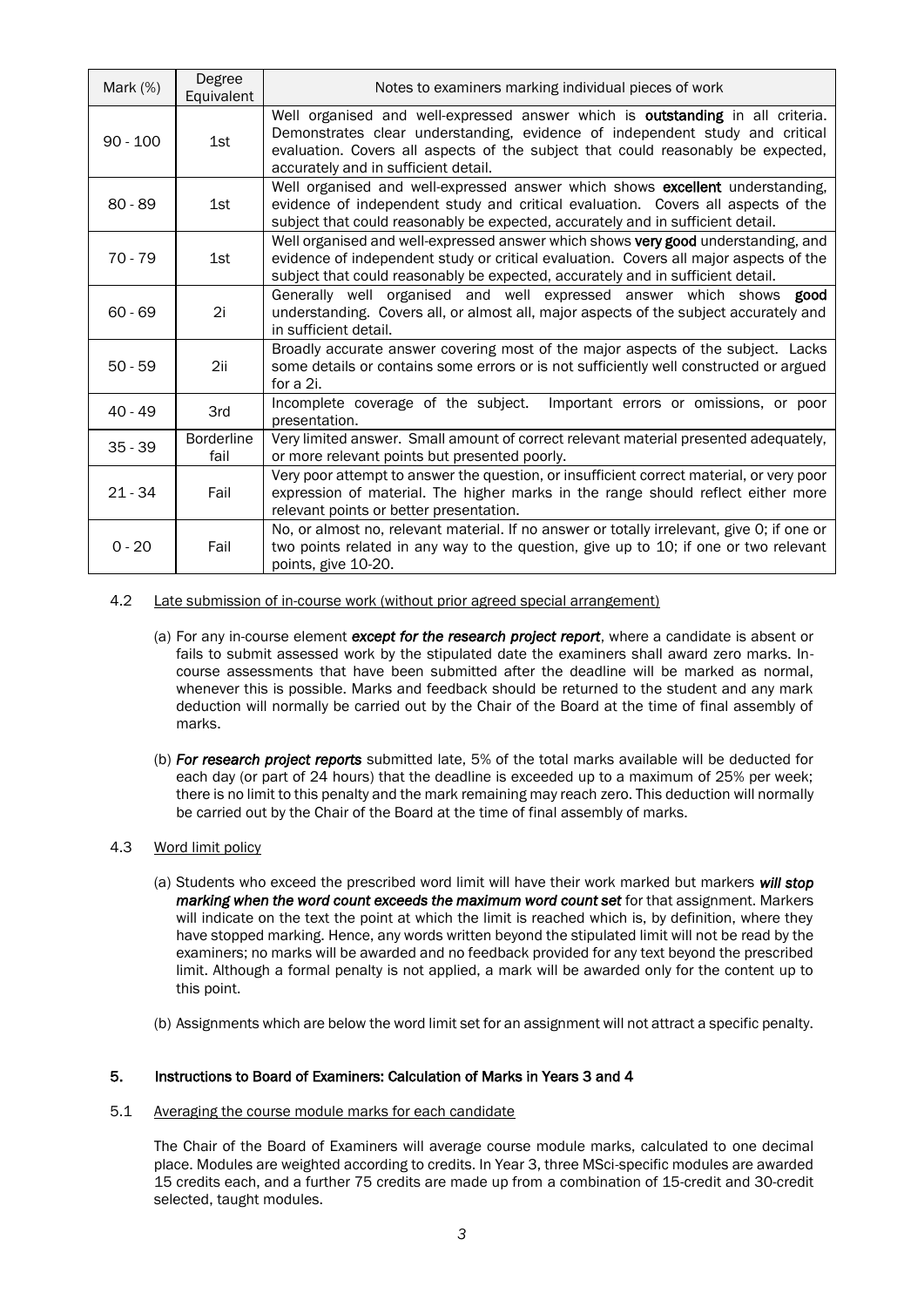| Mark (%) | Degree Equivalent | Notes to examiners marking individual pieces of work |
|---|---|---|
| 90 - 100 | 1st | Well organised and well-expressed answer which is **outstanding** in all criteria. Demonstrates clear understanding, evidence of independent study and critical evaluation. Covers all aspects of the subject that could reasonably be expected, accurately and in sufficient detail. |
| 80 - 89 | 1st | Well organised and well-expressed answer which shows **excellent** understanding, evidence of independent study and critical evaluation. Covers all aspects of the subject that could reasonably be expected, accurately and in sufficient detail. |
| 70 - 79 | 1st | Well organised and well-expressed answer which shows **very good** understanding, and evidence of independent study or critical evaluation. Covers all major aspects of the subject that could reasonably be expected, accurately and in sufficient detail. |
| 60 - 69 | 2i | Generally well organised and well expressed answer which shows **good** understanding. Covers all, or almost all, major aspects of the subject accurately and in sufficient detail. |
| 50 - 59 | 2ii | Broadly accurate answer covering most of the major aspects of the subject. Lacks some details or contains some errors or is not sufficiently well constructed or argued for a 2i. |
| 40 - 49 | 3rd | Incomplete coverage of the subject. Important errors or omissions, or poor presentation. |
| 35 - 39 | Borderline fail | Very limited answer. Small amount of correct relevant material presented adequately, or more relevant points but presented poorly. |
| 21 - 34 | Fail | Very poor attempt to answer the question, or insufficient correct material, or very poor expression of material. The higher marks in the range should reflect either more relevant points or better presentation. |
| 0 - 20 | Fail | No, or almost no, relevant material. If no answer or totally irrelevant, give 0; if one or two points related in any way to the question, give up to 10; if one or two relevant points, give 10-20. |

4.2 Late submission of in-course work (without prior agreed special arrangement)

(a) For any in-course element ***except for the research project report***, where a candidate is absent or fails to submit assessed work by the stipulated date the examiners shall award zero marks. In-course assessments that have been submitted after the deadline will be marked as normal, whenever this is possible. Marks and feedback should be returned to the student and any mark deduction will normally be carried out by the Chair of the Board at the time of final assembly of marks.

(b) ***For research project reports*** submitted late, 5% of the total marks available will be deducted for each day (or part of 24 hours) that the deadline is exceeded up to a maximum of 25% per week; there is no limit to this penalty and the mark remaining may reach zero. This deduction will normally be carried out by the Chair of the Board at the time of final assembly of marks.

4.3 Word limit policy

(a) Students who exceed the prescribed word limit will have their work marked but markers ***will stop marking when the word count exceeds the maximum word count set*** for that assignment. Markers will indicate on the text the point at which the limit is reached which is, by definition, where they have stopped marking. Hence, any words written beyond the stipulated limit will not be read by the examiners; no marks will be awarded and no feedback provided for any text beyond the prescribed limit. Although a formal penalty is not applied, a mark will be awarded only for the content up to this point.

(b) Assignments which are below the word limit set for an assignment will not attract a specific penalty.

## 5. Instructions to Board of Examiners: Calculation of Marks in Years 3 and 4

5.1 Averaging the course module marks for each candidate

The Chair of the Board of Examiners will average course module marks, calculated to one decimal place. Modules are weighted according to credits. In Year 3, three MSci-specific modules are awarded 15 credits each, and a further 75 credits are made up from a combination of 15-credit and 30-credit selected, taught modules.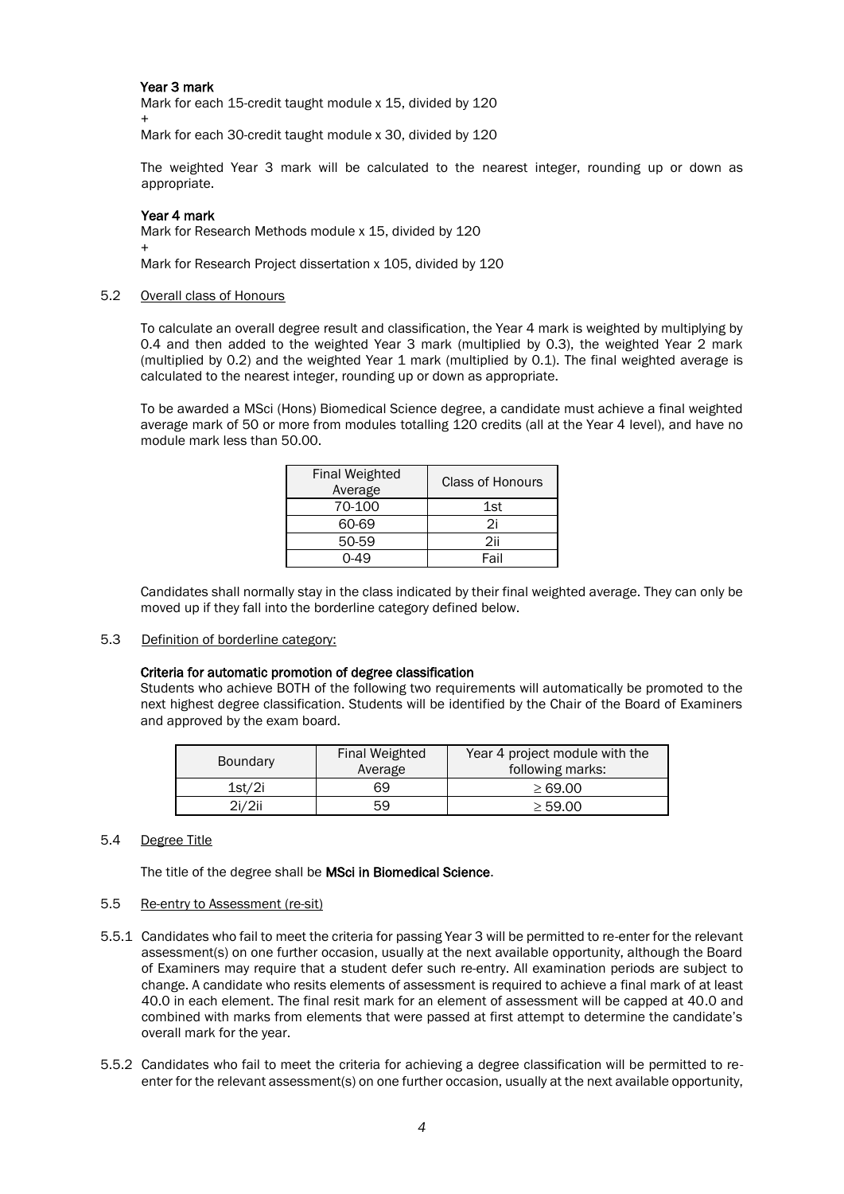**Year 3 mark**

Mark for each 15-credit taught module x 15, divided by 120

+

Mark for each 30-credit taught module x 30, divided by 120

The weighted Year 3 mark will be calculated to the nearest integer, rounding up or down as appropriate.

**Year 4 mark**

Mark for Research Methods module x 15, divided by 120

+

Mark for Research Project dissertation x 105, divided by 120

5.2 Overall class of Honours

To calculate an overall degree result and classification, the Year 4 mark is weighted by multiplying by 0.4 and then added to the weighted Year 3 mark (multiplied by 0.3), the weighted Year 2 mark (multiplied by 0.2) and the weighted Year 1 mark (multiplied by 0.1). The final weighted average is calculated to the nearest integer, rounding up or down as appropriate.

To be awarded a MSci (Hons) Biomedical Science degree, a candidate must achieve a final weighted average mark of 50 or more from modules totalling 120 credits (all at the Year 4 level), and have no module mark less than 50.00.

| Final Weighted Average | Class of Honours |
|---|---|
| 70-100 | 1st |
| 60-69 | 2i |
| 50-59 | 2ii |
| 0-49 | Fail |

Candidates shall normally stay in the class indicated by their final weighted average. They can only be moved up if they fall into the borderline category defined below.

5.3 Definition of borderline category:

**Criteria for automatic promotion of degree classification**

Students who achieve BOTH of the following two requirements will automatically be promoted to the next highest degree classification. Students will be identified by the Chair of the Board of Examiners and approved by the exam board.

| Boundary | Final Weighted Average | Year 4 project module with the following marks: |
|---|---|---|
| 1st/2i | 69 | $\geq$ 69.00 |
| 2i/2ii | 59 | $\geq$ 59.00 |

5.4 Degree Title

The title of the degree shall be **MSci in Biomedical Science**.

5.5 Re-entry to Assessment (re-sit)

5.5.1 Candidates who fail to meet the criteria for passing Year 3 will be permitted to re-enter for the relevant assessment(s) on one further occasion, usually at the next available opportunity, although the Board of Examiners may require that a student defer such re-entry. All examination periods are subject to change. A candidate who resits elements of assessment is required to achieve a final mark of at least 40.0 in each element. The final resit mark for an element of assessment will be capped at 40.0 and combined with marks from elements that were passed at first attempt to determine the candidate's overall mark for the year.

5.5.2 Candidates who fail to meet the criteria for achieving a degree classification will be permitted to re-enter for the relevant assessment(s) on one further occasion, usually at the next available opportunity,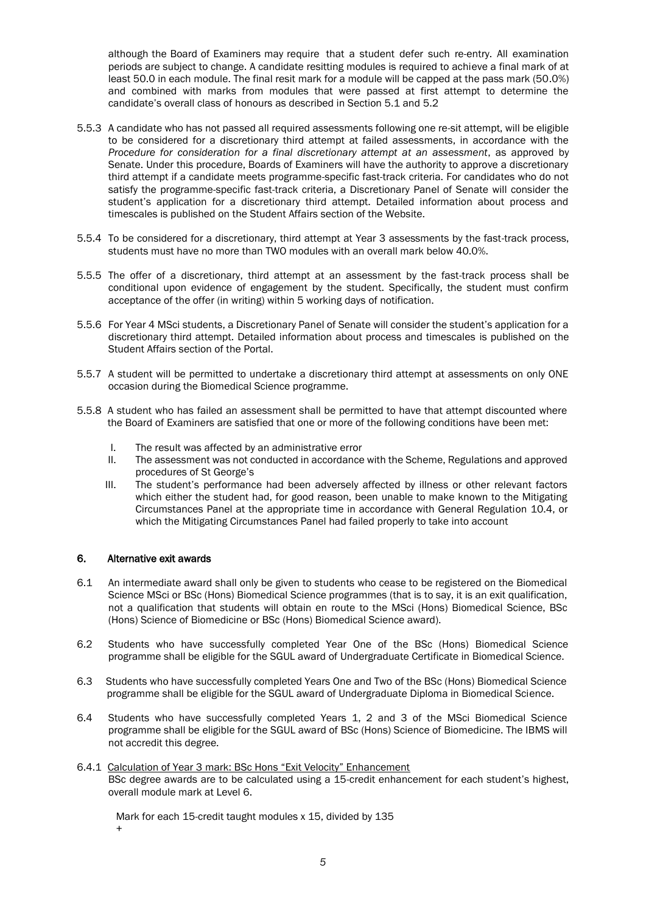although the Board of Examiners may require that a student defer such re-entry. All examination periods are subject to change. A candidate resitting modules is required to achieve a final mark of at least 50.0 in each module. The final resit mark for a module will be capped at the pass mark (50.0%) and combined with marks from modules that were passed at first attempt to determine the candidate's overall class of honours as described in Section 5.1 and 5.2

5.5.3 A candidate who has not passed all required assessments following one re-sit attempt, will be eligible to be considered for a discretionary third attempt at failed assessments, in accordance with the *Procedure for consideration for a final discretionary attempt at an assessment*, as approved by Senate. Under this procedure, Boards of Examiners will have the authority to approve a discretionary third attempt if a candidate meets programme-specific fast-track criteria. For candidates who do not satisfy the programme-specific fast-track criteria, a Discretionary Panel of Senate will consider the student's application for a discretionary third attempt. Detailed information about process and timescales is published on the Student Affairs section of the Website.

5.5.4 To be considered for a discretionary, third attempt at Year 3 assessments by the fast-track process, students must have no more than TWO modules with an overall mark below 40.0%.

5.5.5 The offer of a discretionary, third attempt at an assessment by the fast-track process shall be conditional upon evidence of engagement by the student. Specifically, the student must confirm acceptance of the offer (in writing) within 5 working days of notification.

5.5.6 For Year 4 MSci students, a Discretionary Panel of Senate will consider the student's application for a discretionary third attempt. Detailed information about process and timescales is published on the Student Affairs section of the Portal.

5.5.7 A student will be permitted to undertake a discretionary third attempt at assessments on only ONE occasion during the Biomedical Science programme.

5.5.8 A student who has failed an assessment shall be permitted to have that attempt discounted where the Board of Examiners are satisfied that one or more of the following conditions have been met:

I. The result was affected by an administrative error
II. The assessment was not conducted in accordance with the Scheme, Regulations and approved procedures of St George's
III. The student's performance had been adversely affected by illness or other relevant factors which either the student had, for good reason, been unable to make known to the Mitigating Circumstances Panel at the appropriate time in accordance with General Regulation 10.4, or which the Mitigating Circumstances Panel had failed properly to take into account

## 6. Alternative exit awards

6.1 An intermediate award shall only be given to students who cease to be registered on the Biomedical Science MSci or BSc (Hons) Biomedical Science programmes (that is to say, it is an exit qualification, not a qualification that students will obtain en route to the MSci (Hons) Biomedical Science, BSc (Hons) Science of Biomedicine or BSc (Hons) Biomedical Science award).

6.2 Students who have successfully completed Year One of the BSc (Hons) Biomedical Science programme shall be eligible for the SGUL award of Undergraduate Certificate in Biomedical Science.

6.3 Students who have successfully completed Years One and Two of the BSc (Hons) Biomedical Science programme shall be eligible for the SGUL award of Undergraduate Diploma in Biomedical Science.

6.4 Students who have successfully completed Years 1, 2 and 3 of the MSci Biomedical Science programme shall be eligible for the SGUL award of BSc (Hons) Science of Biomedicine. The IBMS will not accredit this degree.

6.4.1 <u>Calculation of Year 3 mark: BSc Hons "Exit Velocity" Enhancement</u>
BSc degree awards are to be calculated using a 15-credit enhancement for each student's highest, overall module mark at Level 6.

Mark for each 15-credit taught modules x 15, divided by 135
+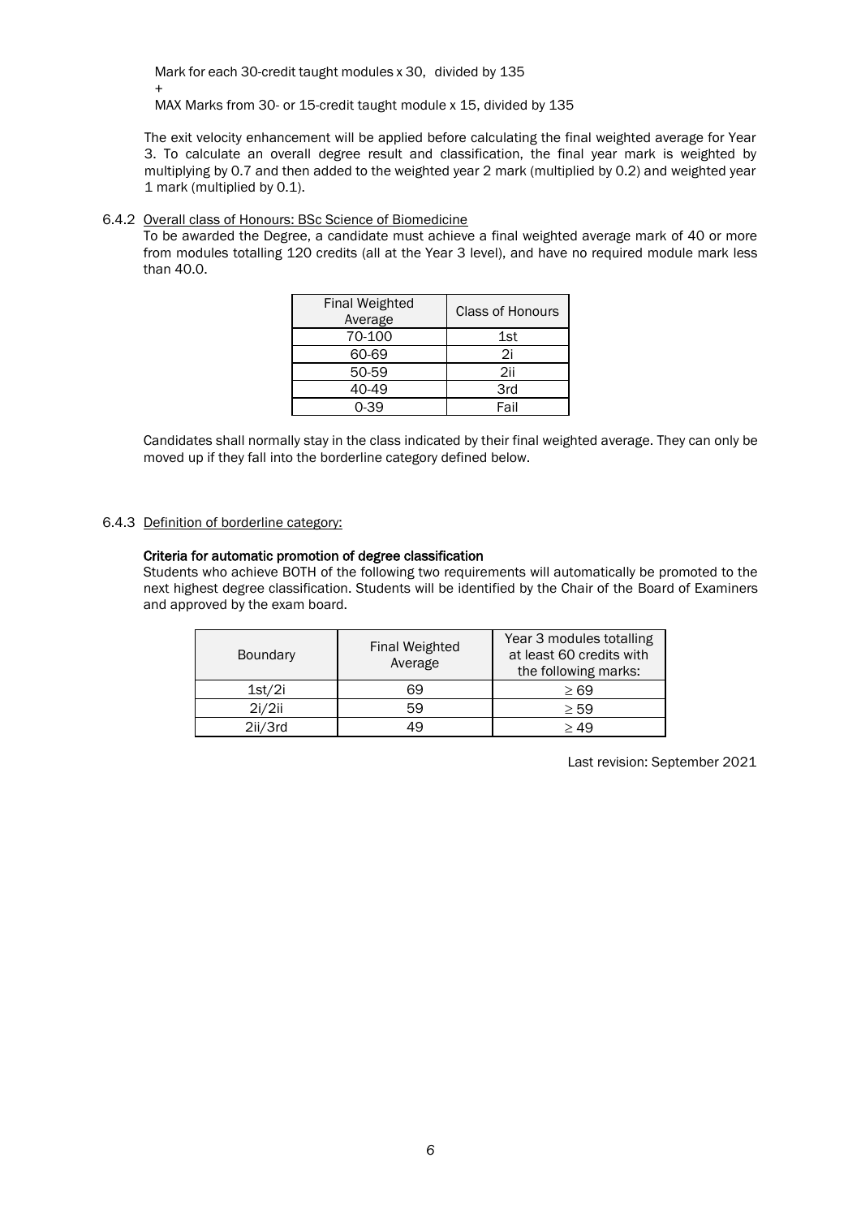Mark for each 30-credit taught modules x 30, divided by 135
+
MAX Marks from 30- or 15-credit taught module x 15, divided by 135

The exit velocity enhancement will be applied before calculating the final weighted average for Year 3. To calculate an overall degree result and classification, the final year mark is weighted by multiplying by 0.7 and then added to the weighted year 2 mark (multiplied by 0.2) and weighted year 1 mark (multiplied by 0.1).

6.4.2 Overall class of Honours: BSc Science of Biomedicine

To be awarded the Degree, a candidate must achieve a final weighted average mark of 40 or more from modules totalling 120 credits (all at the Year 3 level), and have no required module mark less than 40.0.

| Final Weighted Average | Class of Honours |
|---|---|
| 70-100 | 1st |
| 60-69 | 2i |
| 50-59 | 2ii |
| 40-49 | 3rd |
| 0-39 | Fail |

Candidates shall normally stay in the class indicated by their final weighted average. They can only be moved up if they fall into the borderline category defined below.

6.4.3 Definition of borderline category:

**Criteria for automatic promotion of degree classification**

Students who achieve BOTH of the following two requirements will automatically be promoted to the next highest degree classification. Students will be identified by the Chair of the Board of Examiners and approved by the exam board.

| Boundary | Final Weighted Average | Year 3 modules totalling at least 60 credits with the following marks: |
|---|---|---|
| 1st/2i | 69 | $\geq 69$ |
| 2i/2ii | 59 | $\geq 59$ |
| 2ii/3rd | 49 | $\geq 49$ |

Last revision: September 2021